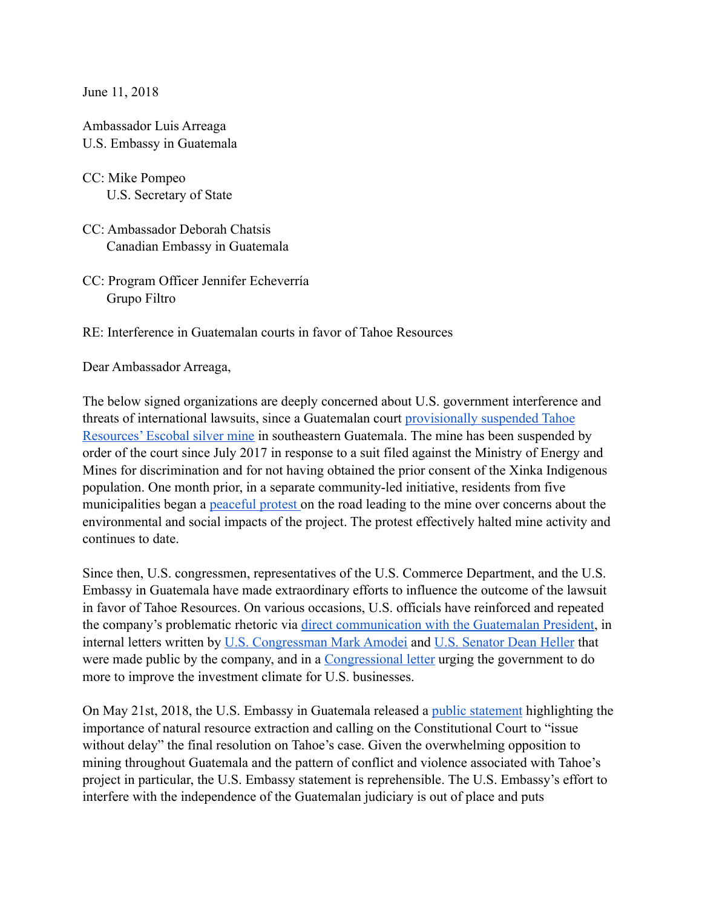June 11, 2018

Ambassador Luis Arreaga
U.S. Embassy in Guatemala

CC: Mike Pompeo
U.S. Secretary of State

CC: Ambassador Deborah Chatsis
Canadian Embassy in Guatemala

CC: Program Officer Jennifer Echeverría
Grupo Filtro

RE: Interference in Guatemalan courts in favor of Tahoe Resources

Dear Ambassador Arreaga,

The below signed organizations are deeply concerned about U.S. government interference and threats of international lawsuits, since a Guatemalan court provisionally suspended Tahoe Resources' Escobal silver mine in southeastern Guatemala. The mine has been suspended by order of the court since July 2017 in response to a suit filed against the Ministry of Energy and Mines for discrimination and for not having obtained the prior consent of the Xinka Indigenous population. One month prior, in a separate community-led initiative, residents from five municipalities began a peaceful protest on the road leading to the mine over concerns about the environmental and social impacts of the project. The protest effectively halted mine activity and continues to date.

Since then, U.S. congressmen, representatives of the U.S. Commerce Department, and the U.S. Embassy in Guatemala have made extraordinary efforts to influence the outcome of the lawsuit in favor of Tahoe Resources. On various occasions, U.S. officials have reinforced and repeated the company's problematic rhetoric via direct communication with the Guatemalan President, in internal letters written by U.S. Congressman Mark Amodei and U.S. Senator Dean Heller that were made public by the company, and in a Congressional letter urging the government to do more to improve the investment climate for U.S. businesses.

On May 21st, 2018, the U.S. Embassy in Guatemala released a public statement highlighting the importance of natural resource extraction and calling on the Constitutional Court to "issue without delay" the final resolution on Tahoe's case. Given the overwhelming opposition to mining throughout Guatemala and the pattern of conflict and violence associated with Tahoe's project in particular, the U.S. Embassy statement is reprehensible. The U.S. Embassy's effort to interfere with the independence of the Guatemalan judiciary is out of place and puts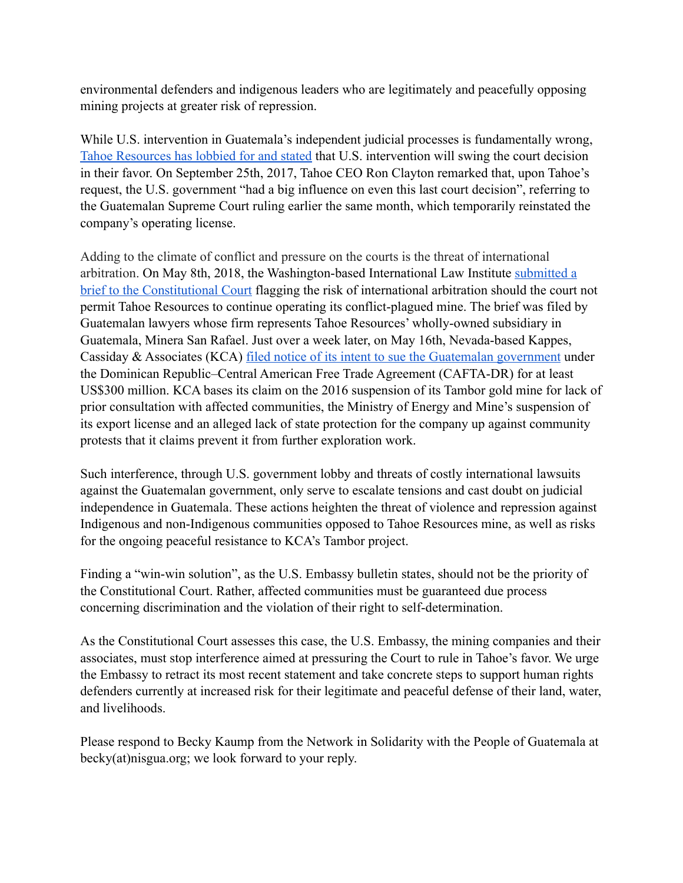environmental defenders and indigenous leaders who are legitimately and peacefully opposing mining projects at greater risk of repression.

While U.S. intervention in Guatemala's independent judicial processes is fundamentally wrong, Tahoe Resources has lobbied for and stated that U.S. intervention will swing the court decision in their favor. On September 25th, 2017, Tahoe CEO Ron Clayton remarked that, upon Tahoe's request, the U.S. government "had a big influence on even this last court decision", referring to the Guatemalan Supreme Court ruling earlier the same month, which temporarily reinstated the company's operating license.

Adding to the climate of conflict and pressure on the courts is the threat of international arbitration. On May 8th, 2018, the Washington-based International Law Institute submitted a brief to the Constitutional Court flagging the risk of international arbitration should the court not permit Tahoe Resources to continue operating its conflict-plagued mine. The brief was filed by Guatemalan lawyers whose firm represents Tahoe Resources' wholly-owned subsidiary in Guatemala, Minera San Rafael. Just over a week later, on May 16th, Nevada-based Kappes, Cassiday & Associates (KCA) filed notice of its intent to sue the Guatemalan government under the Dominican Republic–Central American Free Trade Agreement (CAFTA-DR) for at least US$300 million. KCA bases its claim on the 2016 suspension of its Tambor gold mine for lack of prior consultation with affected communities, the Ministry of Energy and Mine's suspension of its export license and an alleged lack of state protection for the company up against community protests that it claims prevent it from further exploration work.

Such interference, through U.S. government lobby and threats of costly international lawsuits against the Guatemalan government, only serve to escalate tensions and cast doubt on judicial independence in Guatemala. These actions heighten the threat of violence and repression against Indigenous and non-Indigenous communities opposed to Tahoe Resources mine, as well as risks for the ongoing peaceful resistance to KCA's Tambor project.

Finding a "win-win solution", as the U.S. Embassy bulletin states, should not be the priority of the Constitutional Court. Rather, affected communities must be guaranteed due process concerning discrimination and the violation of their right to self-determination.

As the Constitutional Court assesses this case, the U.S. Embassy, the mining companies and their associates, must stop interference aimed at pressuring the Court to rule in Tahoe's favor. We urge the Embassy to retract its most recent statement and take concrete steps to support human rights defenders currently at increased risk for their legitimate and peaceful defense of their land, water, and livelihoods.

Please respond to Becky Kaump from the Network in Solidarity with the People of Guatemala at becky(at)nisgua.org; we look forward to your reply.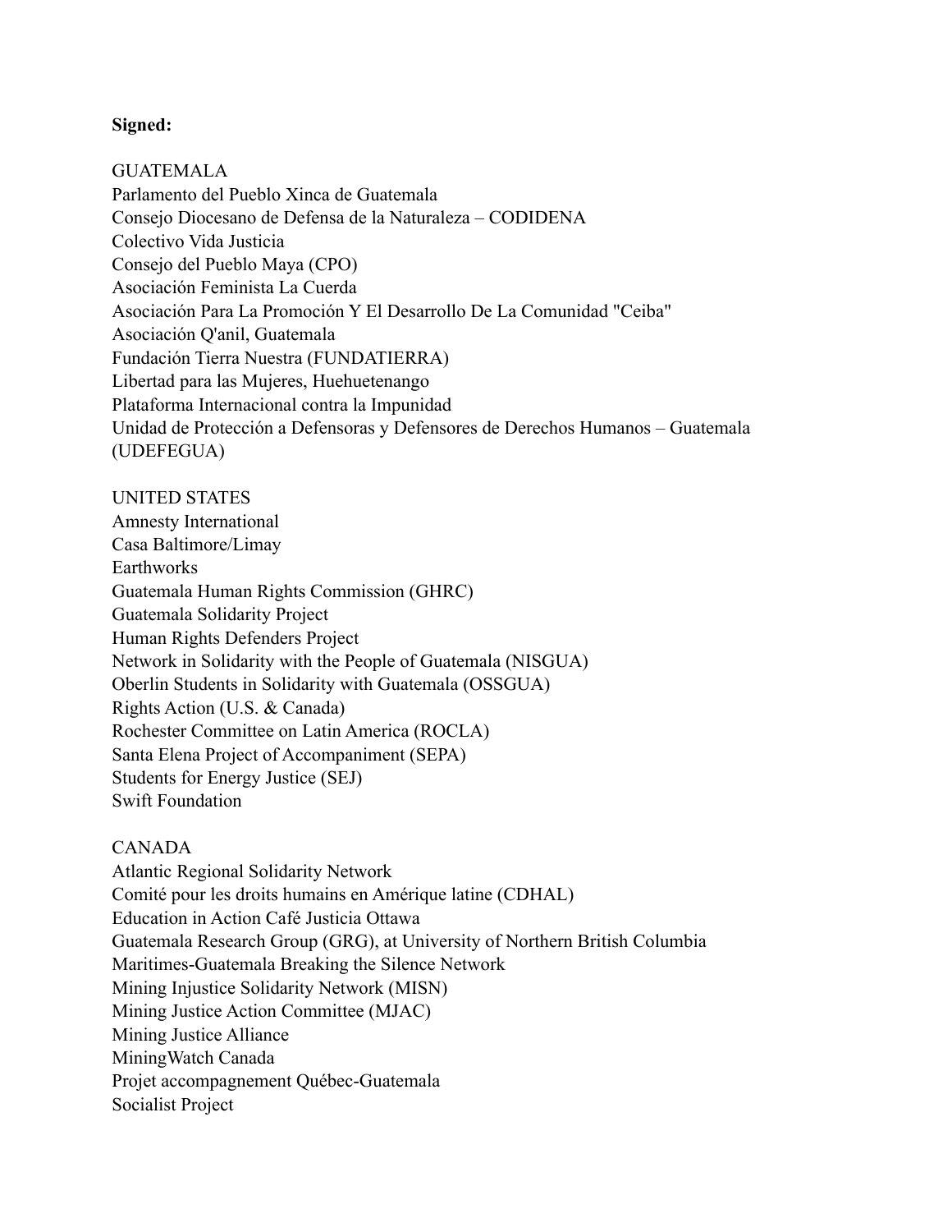**Signed:**

GUATEMALA
Parlamento del Pueblo Xinca de Guatemala
Consejo Diocesano de Defensa de la Naturaleza – CODIDENA
Colectivo Vida Justicia
Consejo del Pueblo Maya (CPO)
Asociación Feminista La Cuerda
Asociación Para La Promoción Y El Desarrollo De La Comunidad "Ceiba"
Asociación Q'anil, Guatemala
Fundación Tierra Nuestra (FUNDATIERRA)
Libertad para las Mujeres, Huehuetenango
Plataforma Internacional contra la Impunidad
Unidad de Protección a Defensoras y Defensores de Derechos Humanos – Guatemala (UDEFEGUA)

UNITED STATES
Amnesty International
Casa Baltimore/Limay
Earthworks
Guatemala Human Rights Commission (GHRC)
Guatemala Solidarity Project
Human Rights Defenders Project
Network in Solidarity with the People of Guatemala (NISGUA)
Oberlin Students in Solidarity with Guatemala (OSSGUA)
Rights Action (U.S. & Canada)
Rochester Committee on Latin America (ROCLA)
Santa Elena Project of Accompaniment (SEPA)
Students for Energy Justice (SEJ)
Swift Foundation

CANADA
Atlantic Regional Solidarity Network
Comité pour les droits humains en Amérique latine (CDHAL)
Education in Action Café Justicia Ottawa
Guatemala Research Group (GRG), at University of Northern British Columbia
Maritimes-Guatemala Breaking the Silence Network
Mining Injustice Solidarity Network (MISN)
Mining Justice Action Committee (MJAC)
Mining Justice Alliance
MiningWatch Canada
Projet accompagnement Québec-Guatemala
Socialist Project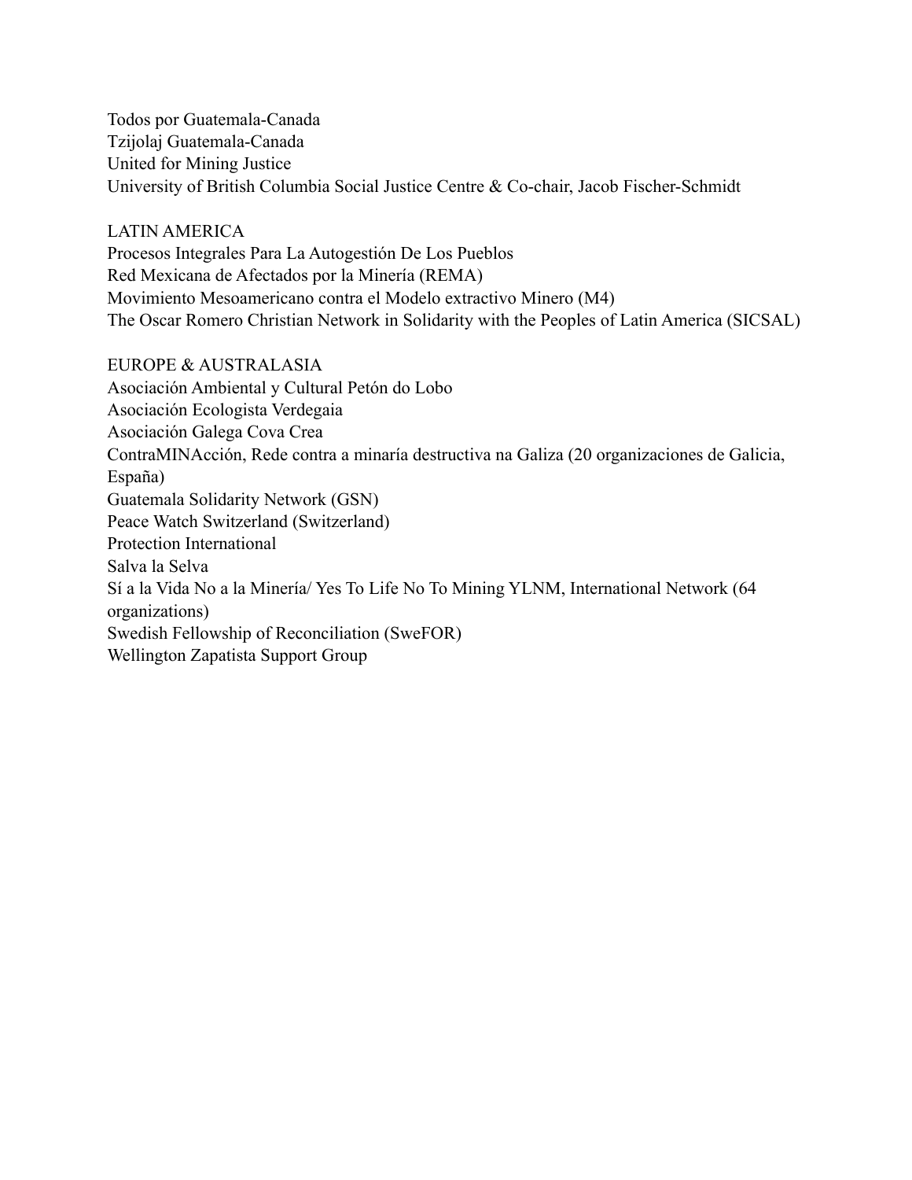Todos por Guatemala-Canada
Tzijolaj Guatemala-Canada
United for Mining Justice
University of British Columbia Social Justice Centre & Co-chair, Jacob Fischer-Schmidt

LATIN AMERICA
Procesos Integrales Para La Autogestión De Los Pueblos
Red Mexicana de Afectados por la Minería (REMA)
Movimiento Mesoamericano contra el Modelo extractivo Minero (M4)
The Oscar Romero Christian Network in Solidarity with the Peoples of Latin America (SICSAL)

EUROPE & AUSTRALASIA
Asociación Ambiental y Cultural Petón do Lobo
Asociación Ecologista Verdegaia
Asociación Galega Cova Crea
ContraMINAcción, Rede contra a minaría destructiva na Galiza (20 organizaciones de Galicia, España)
Guatemala Solidarity Network (GSN)
Peace Watch Switzerland (Switzerland)
Protection International
Salva la Selva
Sí a la Vida No a la Minería/ Yes To Life No To Mining YLNM, International Network (64 organizations)
Swedish Fellowship of Reconciliation (SweFOR)
Wellington Zapatista Support Group